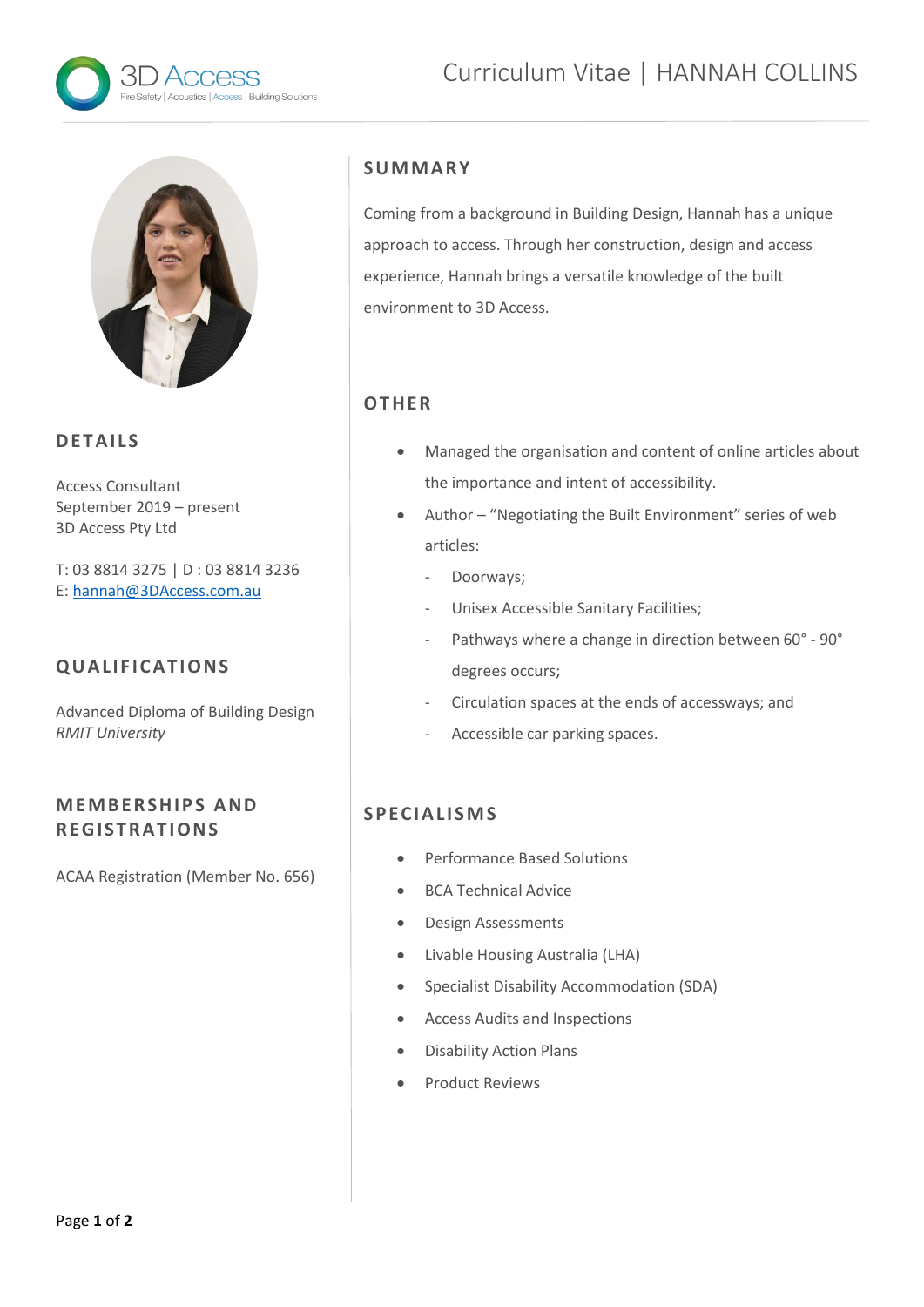# Curriculum Vitae | HANNAH COLLINS

## DETAILS

Access Consultant
September 2019 – present
3D Access Pty Ltd

T: 03 8814 3275 | D : 03 8814 3236
E: hannah@3DAccess.com.au

## QUALIFICATIONS

Advanced Diploma of Building Design
*RMIT University*

## MEMBERSHIPS AND REGISTRATIONS

ACAA Registration (Member No. 656)

## SUMMARY

Coming from a background in Building Design, Hannah has a unique approach to access. Through her construction, design and access experience, Hannah brings a versatile knowledge of the built environment to 3D Access.

## OTHER

- Managed the organisation and content of online articles about the importance and intent of accessibility.
- Author – "Negotiating the Built Environment" series of web articles:
  - Doorways;
  - Unisex Accessible Sanitary Facilities;
  - Pathways where a change in direction between 60° - 90° degrees occurs;
  - Circulation spaces at the ends of accessways; and
  - Accessible car parking spaces.

## SPECIALISMS

- Performance Based Solutions
- BCA Technical Advice
- Design Assessments
- Livable Housing Australia (LHA)
- Specialist Disability Accommodation (SDA)
- Access Audits and Inspections
- Disability Action Plans
- Product Reviews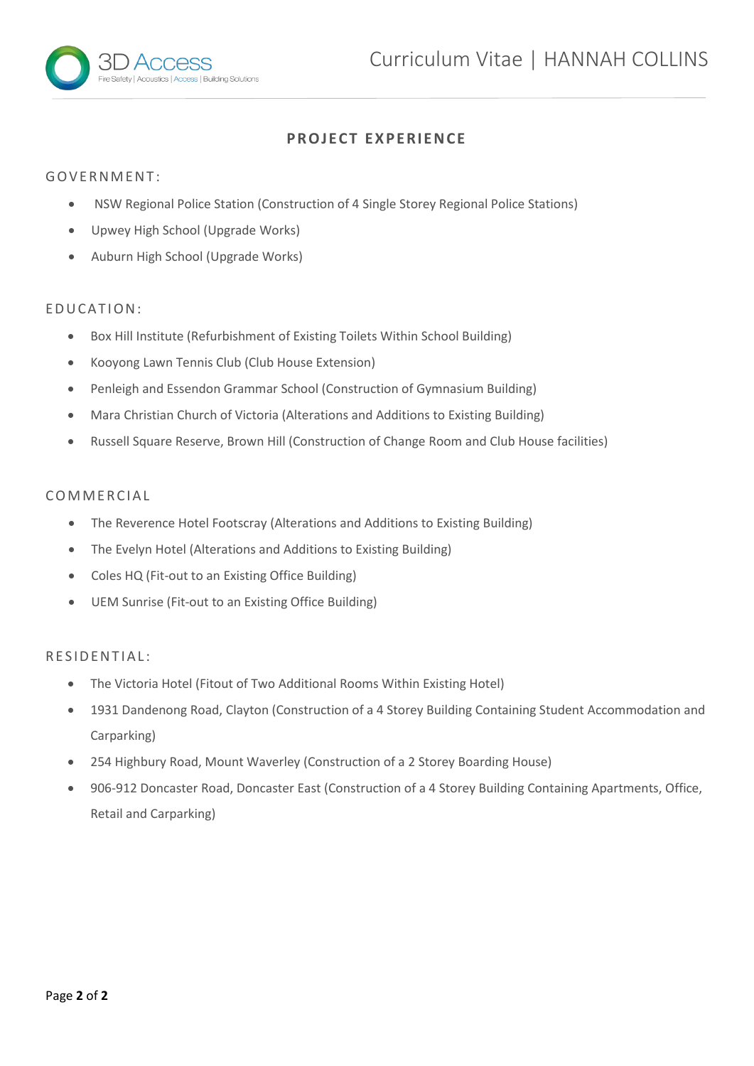## PROJECT EXPERIENCE

### GOVERNMENT:

- NSW Regional Police Station (Construction of 4 Single Storey Regional Police Stations)
- Upwey High School (Upgrade Works)
- Auburn High School (Upgrade Works)

### EDUCATION:

- Box Hill Institute (Refurbishment of Existing Toilets Within School Building)
- Kooyong Lawn Tennis Club (Club House Extension)
- Penleigh and Essendon Grammar School (Construction of Gymnasium Building)
- Mara Christian Church of Victoria (Alterations and Additions to Existing Building)
- Russell Square Reserve, Brown Hill (Construction of Change Room and Club House facilities)

### COMMERCIAL

- The Reverence Hotel Footscray (Alterations and Additions to Existing Building)
- The Evelyn Hotel (Alterations and Additions to Existing Building)
- Coles HQ (Fit-out to an Existing Office Building)
- UEM Sunrise (Fit-out to an Existing Office Building)

### RESIDENTIAL:

- The Victoria Hotel (Fitout of Two Additional Rooms Within Existing Hotel)
- 1931 Dandenong Road, Clayton (Construction of a 4 Storey Building Containing Student Accommodation and Carparking)
- 254 Highbury Road, Mount Waverley (Construction of a 2 Storey Boarding House)
- 906-912 Doncaster Road, Doncaster East (Construction of a 4 Storey Building Containing Apartments, Office, Retail and Carparking)